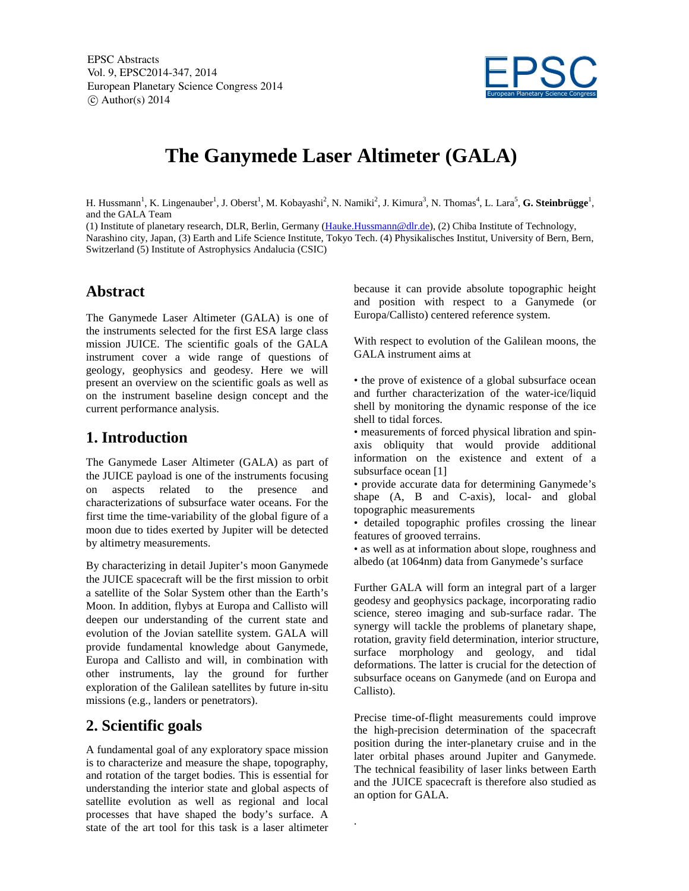EPSC Abstracts
Vol. 9, EPSC2014-347, 2014
European Planetary Science Congress 2014
© Author(s) 2014

# The Ganymede Laser Altimeter (GALA)

H. Hussmann[1], K. Lingenauber[1], J. Oberst[1], M. Kobayashi[2], N. Namiki[2], J. Kimura[3], N. Thomas[4], L. Lara[5], **G. Steinbrügge**[1], and the GALA Team

(1) Institute of planetary research, DLR, Berlin, Germany (Hauke.Hussmann@dlr.de), (2) Chiba Institute of Technology, Narashino city, Japan, (3) Earth and Life Science Institute, Tokyo Tech. (4) Physikalisches Institut, University of Bern, Bern, Switzerland (5) Institute of Astrophysics Andalucia (CSIC)

## Abstract

The Ganymede Laser Altimeter (GALA) is one of the instruments selected for the first ESA large class mission JUICE. The scientific goals of the GALA instrument cover a wide range of questions of geology, geophysics and geodesy. Here we will present an overview on the scientific goals as well as on the instrument baseline design concept and the current performance analysis.

## 1. Introduction

The Ganymede Laser Altimeter (GALA) as part of the JUICE payload is one of the instruments focusing on aspects related to the presence and characterizations of subsurface water oceans. For the first time the time-variability of the global figure of a moon due to tides exerted by Jupiter will be detected by altimetry measurements.

By characterizing in detail Jupiter's moon Ganymede the JUICE spacecraft will be the first mission to orbit a satellite of the Solar System other than the Earth's Moon. In addition, flybys at Europa and Callisto will deepen our understanding of the current state and evolution of the Jovian satellite system. GALA will provide fundamental knowledge about Ganymede, Europa and Callisto and will, in combination with other instruments, lay the ground for further exploration of the Galilean satellites by future in-situ missions (e.g., landers or penetrators).

## 2. Scientific goals

A fundamental goal of any exploratory space mission is to characterize and measure the shape, topography, and rotation of the target bodies. This is essential for understanding the interior state and global aspects of satellite evolution as well as regional and local processes that have shaped the body's surface. A state of the art tool for this task is a laser altimeter because it can provide absolute topographic height and position with respect to a Ganymede (or Europa/Callisto) centered reference system.

With respect to evolution of the Galilean moons, the GALA instrument aims at

- the prove of existence of a global subsurface ocean and further characterization of the water-ice/liquid shell by monitoring the dynamic response of the ice shell to tidal forces.
- measurements of forced physical libration and spin-axis obliquity that would provide additional information on the existence and extent of a subsurface ocean [1]
- provide accurate data for determining Ganymede's shape (A, B and C-axis), local- and global topographic measurements
- detailed topographic profiles crossing the linear features of grooved terrains.
- as well as at information about slope, roughness and albedo (at 1064nm) data from Ganymede's surface

Further GALA will form an integral part of a larger geodesy and geophysics package, incorporating radio science, stereo imaging and sub-surface radar. The synergy will tackle the problems of planetary shape, rotation, gravity field determination, interior structure, surface morphology and geology, and tidal deformations. The latter is crucial for the detection of subsurface oceans on Ganymede (and on Europa and Callisto).

Precise time-of-flight measurements could improve the high-precision determination of the spacecraft position during the inter-planetary cruise and in the later orbital phases around Jupiter and Ganymede. The technical feasibility of laser links between Earth and the JUICE spacecraft is therefore also studied as an option for GALA.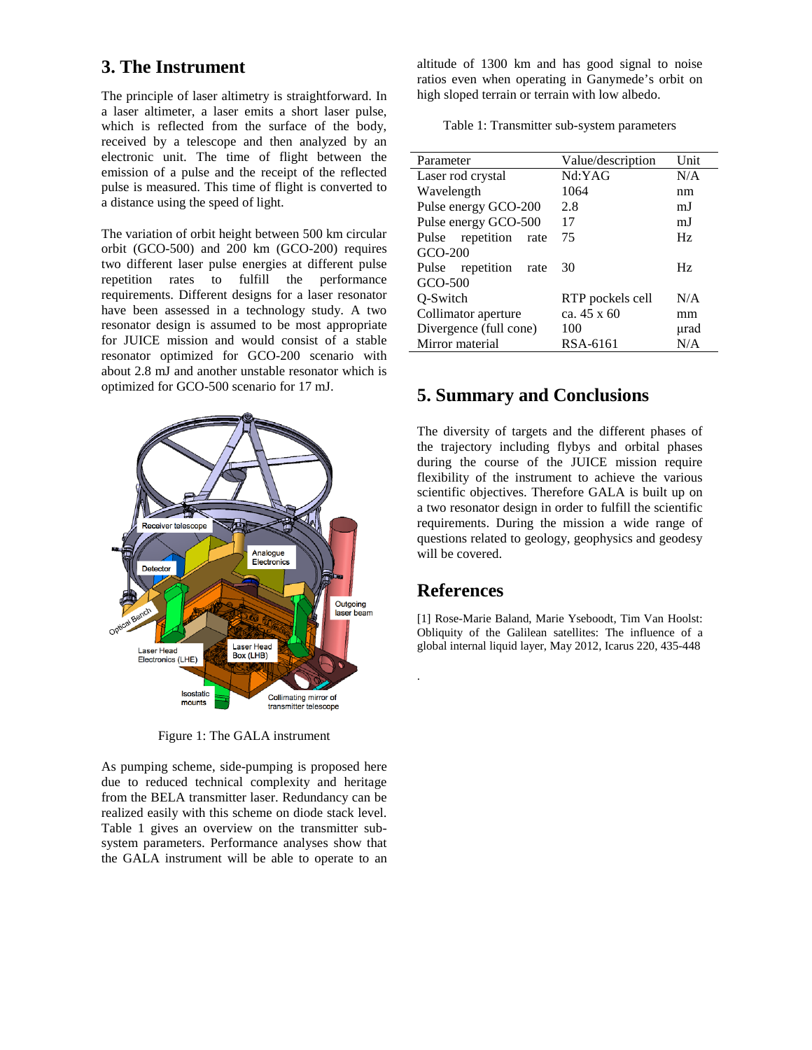## 3. The Instrument

The principle of laser altimetry is straightforward. In a laser altimeter, a laser emits a short laser pulse, which is reflected from the surface of the body, received by a telescope and then analyzed by an electronic unit. The time of flight between the emission of a pulse and the receipt of the reflected pulse is measured. This time of flight is converted to a distance using the speed of light.

The variation of orbit height between 500 km circular orbit (GCO-500) and 200 km (GCO-200) requires two different laser pulse energies at different pulse repetition rates to fulfill the performance requirements. Different designs for a laser resonator have been assessed in a technology study. A two resonator design is assumed to be most appropriate for JUICE mission and would consist of a stable resonator optimized for GCO-200 scenario with about 2.8 mJ and another unstable resonator which is optimized for GCO-500 scenario for 17 mJ.

Receiver telescope
Detector
Analogue Electronics
Optical Bench
Outgoing laser beam
Laser Head Electronics (LHE)
Laser Head Box (LHB)
Isostatic mounts
Collimating mirror of transmitter telescope

Figure 1: The GALA instrument

As pumping scheme, side-pumping is proposed here due to reduced technical complexity and heritage from the BELA transmitter laser. Redundancy can be realized easily with this scheme on diode stack level. Table 1 gives an overview on the transmitter sub-system parameters. Performance analyses show that the GALA instrument will be able to operate to an altitude of 1300 km and has good signal to noise ratios even when operating in Ganymede's orbit on high sloped terrain or terrain with low albedo.

Table 1: Transmitter sub-system parameters

| Parameter | Value/description | Unit |
|---|---|---|
| Laser rod crystal | Nd:YAG | N/A |
| Wavelength | 1064 | nm |
| Pulse energy GCO-200 | 2.8 | mJ |
| Pulse energy GCO-500 | 17 | mJ |
| Pulse repetition rate GCO-200 | 75 | Hz |
| Pulse repetition rate GCO-500 | 30 | Hz |
| Q-Switch | RTP pockels cell | N/A |
| Collimator aperture | ca. 45 x 60 | mm |
| Divergence (full cone) | 100 | µrad |
| Mirror material | RSA-6161 | N/A |

## 5. Summary and Conclusions

The diversity of targets and the different phases of the trajectory including flybys and orbital phases during the course of the JUICE mission require flexibility of the instrument to achieve the various scientific objectives. Therefore GALA is built up on a two resonator design in order to fulfill the scientific requirements. During the mission a wide range of questions related to geology, geophysics and geodesy will be covered.

## References

[1] Rose-Marie Baland, Marie Yseboodt, Tim Van Hoolst: Obliquity of the Galilean satellites: The influence of a global internal liquid layer, May 2012, Icarus 220, 435-448